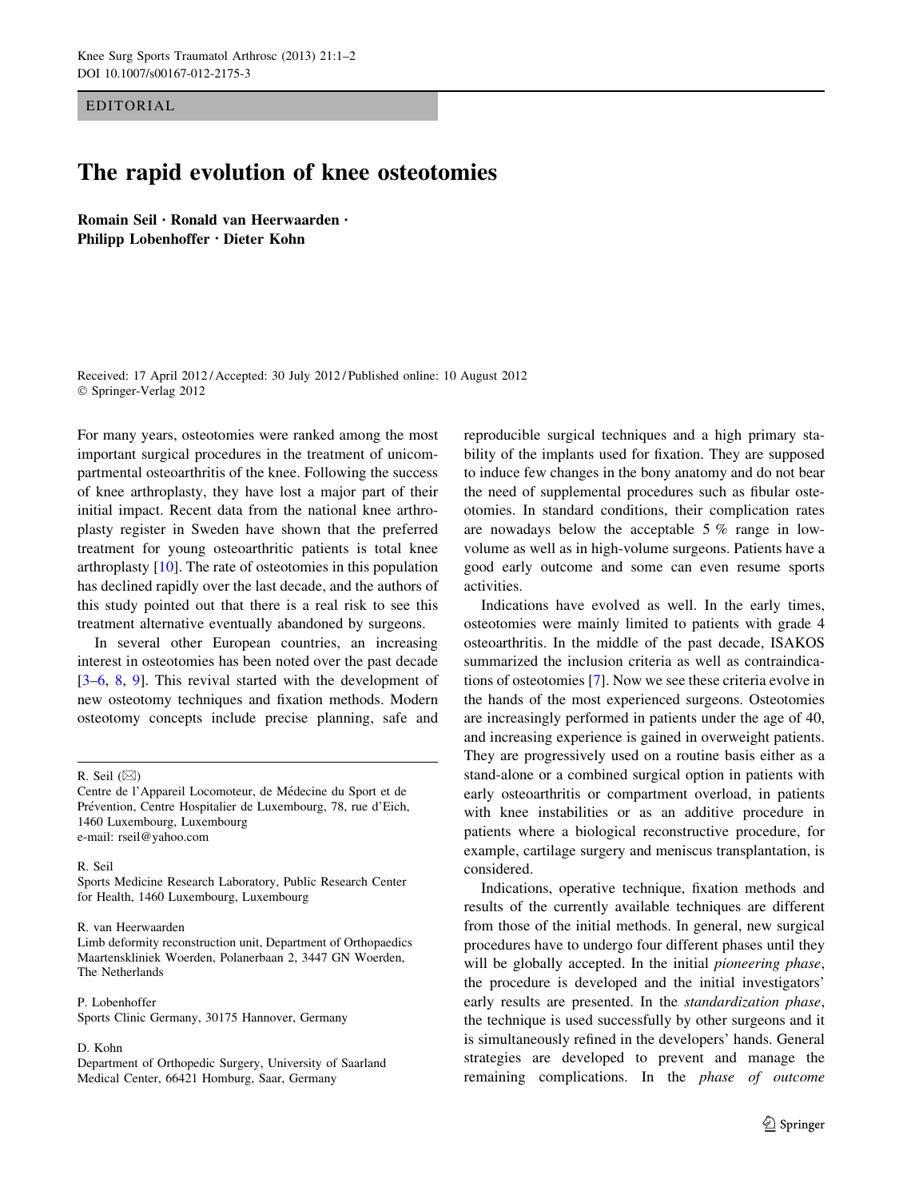EDITORIAL

# The rapid evolution of knee osteotomies

**Romain Seil · Ronald van Heerwaarden · Philipp Lobenhoffer · Dieter Kohn**

Received: 17 April 2012 / Accepted: 30 July 2012 / Published online: 10 August 2012
© Springer-Verlag 2012

For many years, osteotomies were ranked among the most important surgical procedures in the treatment of unicompartmental osteoarthritis of the knee. Following the success of knee arthroplasty, they have lost a major part of their initial impact. Recent data from the national knee arthroplasty register in Sweden have shown that the preferred treatment for young osteoarthritic patients is total knee arthroplasty [10]. The rate of osteotomies in this population has declined rapidly over the last decade, and the authors of this study pointed out that there is a real risk to see this treatment alternative eventually abandoned by surgeons.

In several other European countries, an increasing interest in osteotomies has been noted over the past decade [3–6, 8, 9]. This revival started with the development of new osteotomy techniques and fixation methods. Modern osteotomy concepts include precise planning, safe and reproducible surgical techniques and a high primary stability of the implants used for fixation. They are supposed to induce few changes in the bony anatomy and do not bear the need of supplemental procedures such as fibular osteotomies. In standard conditions, their complication rates are nowadays below the acceptable 5 % range in low-volume as well as in high-volume surgeons. Patients have a good early outcome and some can even resume sports activities.

Indications have evolved as well. In the early times, osteotomies were mainly limited to patients with grade 4 osteoarthritis. In the middle of the past decade, ISAKOS summarized the inclusion criteria as well as contraindications of osteotomies [7]. Now we see these criteria evolve in the hands of the most experienced surgeons. Osteotomies are increasingly performed in patients under the age of 40, and increasing experience is gained in overweight patients. They are progressively used on a routine basis either as a stand-alone or a combined surgical option in patients with early osteoarthritis or compartment overload, in patients with knee instabilities or as an additive procedure in patients where a biological reconstructive procedure, for example, cartilage surgery and meniscus transplantation, is considered.

Indications, operative technique, fixation methods and results of the currently available techniques are different from those of the initial methods. In general, new surgical procedures have to undergo four different phases until they will be globally accepted. In the initial *pioneering phase*, the procedure is developed and the initial investigators' early results are presented. In the *standardization phase*, the technique is used successfully by other surgeons and it is simultaneously refined in the developers' hands. General strategies are developed to prevent and manage the remaining complications. In the *phase of outcome*

---

R. Seil (✉)
Centre de l'Appareil Locomoteur, de Médecine du Sport et de Prévention, Centre Hospitalier de Luxembourg, 78, rue d'Eich, 1460 Luxembourg, Luxembourg
e-mail: rseil@yahoo.com

R. Seil
Sports Medicine Research Laboratory, Public Research Center for Health, 1460 Luxembourg, Luxembourg

R. van Heerwaarden
Limb deformity reconstruction unit, Department of Orthopaedics Maartenskliniek Woerden, Polanerbaan 2, 3447 GN Woerden, The Netherlands

P. Lobenhoffer
Sports Clinic Germany, 30175 Hannover, Germany

D. Kohn
Department of Orthopedic Surgery, University of Saarland Medical Center, 66421 Homburg, Saar, Germany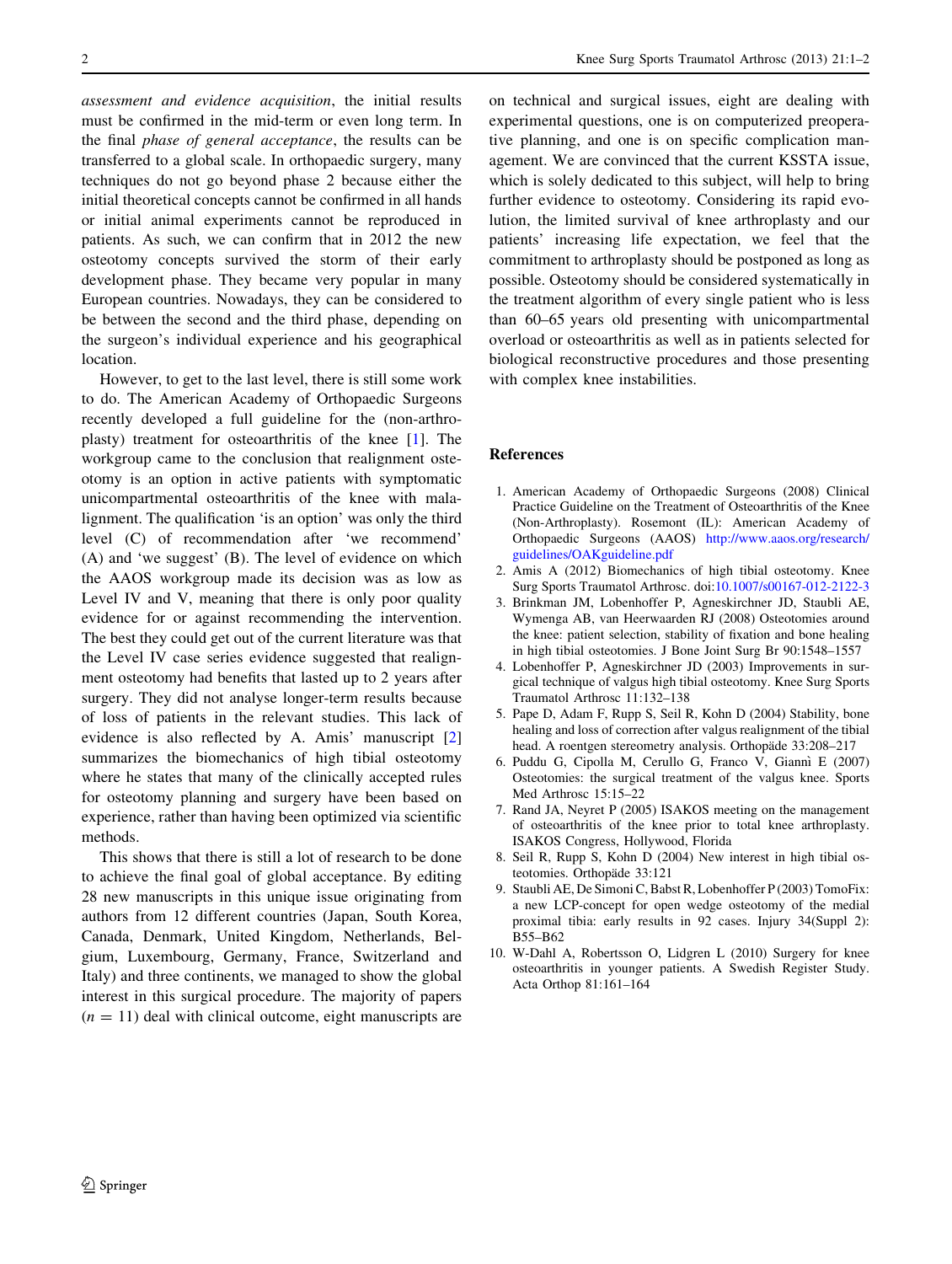*assessment and evidence acquisition*, the initial results must be confirmed in the mid-term or even long term. In the final *phase of general acceptance*, the results can be transferred to a global scale. In orthopaedic surgery, many techniques do not go beyond phase 2 because either the initial theoretical concepts cannot be confirmed in all hands or initial animal experiments cannot be reproduced in patients. As such, we can confirm that in 2012 the new osteotomy concepts survived the storm of their early development phase. They became very popular in many European countries. Nowadays, they can be considered to be between the second and the third phase, depending on the surgeon's individual experience and his geographical location.

However, to get to the last level, there is still some work to do. The American Academy of Orthopaedic Surgeons recently developed a full guideline for the (non-arthroplasty) treatment for osteoarthritis of the knee [1]. The workgroup came to the conclusion that realignment osteotomy is an option in active patients with symptomatic unicompartmental osteoarthritis of the knee with malalignment. The qualification 'is an option' was only the third level (C) of recommendation after 'we recommend' (A) and 'we suggest' (B). The level of evidence on which the AAOS workgroup made its decision was as low as Level IV and V, meaning that there is only poor quality evidence for or against recommending the intervention. The best they could get out of the current literature was that the Level IV case series evidence suggested that realignment osteotomy had benefits that lasted up to 2 years after surgery. They did not analyse longer-term results because of loss of patients in the relevant studies. This lack of evidence is also reflected by A. Amis' manuscript [2] summarizes the biomechanics of high tibial osteotomy where he states that many of the clinically accepted rules for osteotomy planning and surgery have been based on experience, rather than having been optimized via scientific methods.

This shows that there is still a lot of research to be done to achieve the final goal of global acceptance. By editing 28 new manuscripts in this unique issue originating from authors from 12 different countries (Japan, South Korea, Canada, Denmark, United Kingdom, Netherlands, Belgium, Luxembourg, Germany, France, Switzerland and Italy) and three continents, we managed to show the global interest in this surgical procedure. The majority of papers ($n = 11$) deal with clinical outcome, eight manuscripts are on technical and surgical issues, eight are dealing with experimental questions, one is on computerized preoperative planning, and one is on specific complication management. We are convinced that the current KSSTA issue, which is solely dedicated to this subject, will help to bring further evidence to osteotomy. Considering its rapid evolution, the limited survival of knee arthroplasty and our patients' increasing life expectation, we feel that the commitment to arthroplasty should be postponed as long as possible. Osteotomy should be considered systematically in the treatment algorithm of every single patient who is less than 60–65 years old presenting with unicompartmental overload or osteoarthritis as well as in patients selected for biological reconstructive procedures and those presenting with complex knee instabilities.

## References

1. American Academy of Orthopaedic Surgeons (2008) Clinical Practice Guideline on the Treatment of Osteoarthritis of the Knee (Non-Arthroplasty). Rosemont (IL): American Academy of Orthopaedic Surgeons (AAOS) http://www.aaos.org/research/guidelines/OAKguideline.pdf
2. Amis A (2012) Biomechanics of high tibial osteotomy. Knee Surg Sports Traumatol Arthrosc. doi:10.1007/s00167-012-2122-3
3. Brinkman JM, Lobenhoffer P, Agneskirchner JD, Staubli AE, Wymenga AB, van Heerwaarden RJ (2008) Osteotomies around the knee: patient selection, stability of fixation and bone healing in high tibial osteotomies. J Bone Joint Surg Br 90:1548–1557
4. Lobenhoffer P, Agneskirchner JD (2003) Improvements in surgical technique of valgus high tibial osteotomy. Knee Surg Sports Traumatol Arthrosc 11:132–138
5. Pape D, Adam F, Rupp S, Seil R, Kohn D (2004) Stability, bone healing and loss of correction after valgus realignment of the tibial head. A roentgen stereometry analysis. Orthopäde 33:208–217
6. Puddu G, Cipolla M, Cerullo G, Franco V, Giannì E (2007) Osteotomies: the surgical treatment of the valgus knee. Sports Med Arthrosc 15:15–22
7. Rand JA, Neyret P (2005) ISAKOS meeting on the management of osteoarthritis of the knee prior to total knee arthroplasty. ISAKOS Congress, Hollywood, Florida
8. Seil R, Rupp S, Kohn D (2004) New interest in high tibial osteotomies. Orthopäde 33:121
9. Staubli AE, De Simoni C, Babst R, Lobenhoffer P (2003) TomoFix: a new LCP-concept for open wedge osteotomy of the medial proximal tibia: early results in 92 cases. Injury 34(Suppl 2): B55–B62
10. W-Dahl A, Robertsson O, Lidgren L (2010) Surgery for knee osteoarthritis in younger patients. A Swedish Register Study. Acta Orthop 81:161–164